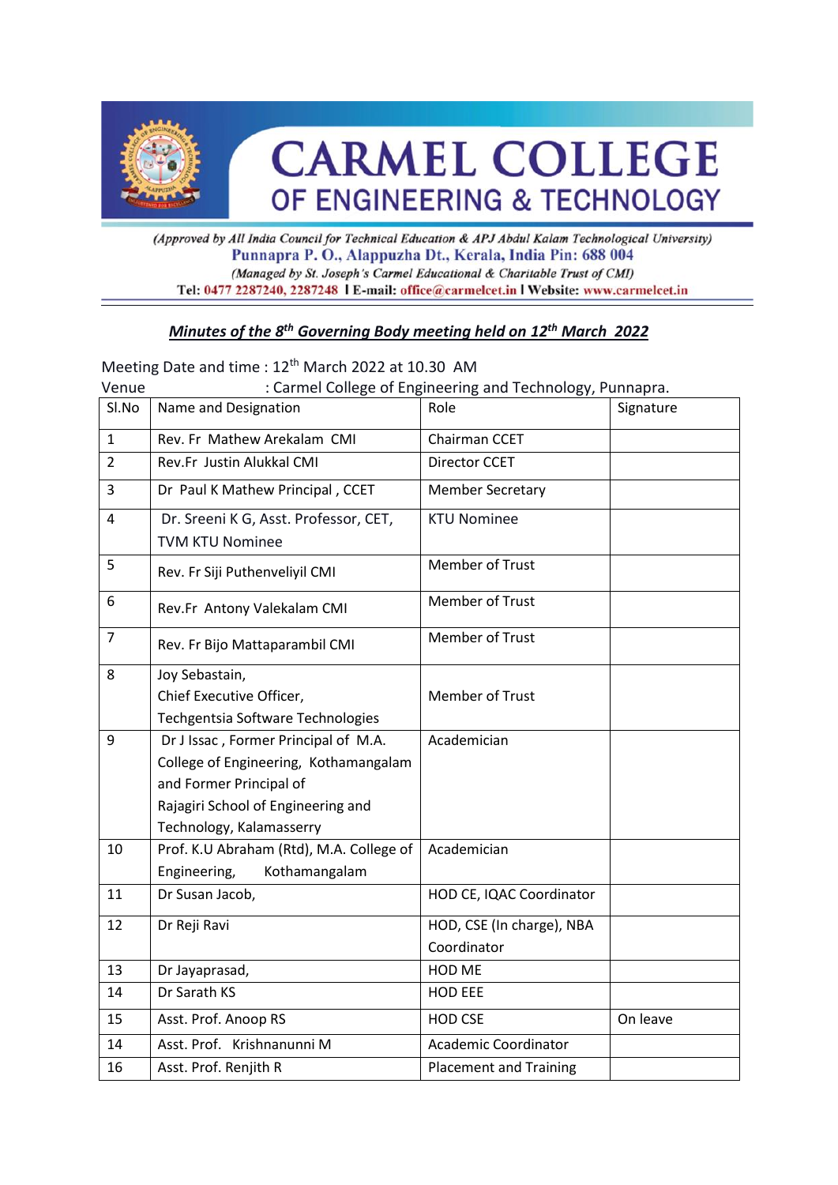# CARMEL COLLEGE OF ENGINEERING & TECHNOLOGY

*(Approved by All India Council for Technical Education & APJ Abdul Kalam Technological University)*
**Punnapra P. O., Alappuzha Dt., Kerala, India Pin: 688 004**
*(Managed by St. Joseph's Carmel Educational & Charitable Trust of CMI)*
**Tel:** 0477 2287240, 2287248 | **E-mail:** office@carmelcet.in | **Website:** www.carmelcet.in

## ***Minutes of the 8th Governing Body meeting held on 12th March 2022***

Meeting Date and time : 12th March 2022 at 10.30 AM
Venue : Carmel College of Engineering and Technology, Punnapra.

| Sl.No | Name and Designation | Role | Signature |
|---|---|---|---|
| 1 | Rev. Fr Mathew Arekalam CMI | Chairman CCET | |
| 2 | Rev.Fr Justin Alukkal CMI | Director CCET | |
| 3 | Dr Paul K Mathew Principal , CCET | Member Secretary | |
| 4 | Dr. Sreeni K G, Asst. Professor, CET, TVM KTU Nominee | KTU Nominee | |
| 5 | Rev. Fr Siji Puthenveliyil CMI | Member of Trust | |
| 6 | Rev.Fr Antony Valekalam CMI | Member of Trust | |
| 7 | Rev. Fr Bijo Mattaparambil CMI | Member of Trust | |
| 8 | Joy Sebastain, Chief Executive Officer, Techgentsia Software Technologies | Member of Trust | |
| 9 | Dr J Issac , Former Principal of M.A. College of Engineering, Kothamangalam and Former Principal of Rajagiri School of Engineering and Technology, Kalamasserry | Academician | |
| 10 | Prof. K.U Abraham (Rtd), M.A. College of Engineering, Kothamangalam | Academician | |
| 11 | Dr Susan Jacob, | HOD CE, IQAC Coordinator | |
| 12 | Dr Reji Ravi | HOD, CSE (In charge), NBA Coordinator | |
| 13 | Dr Jayaprasad, | HOD ME | |
| 14 | Dr Sarath KS | HOD EEE | |
| 15 | Asst. Prof. Anoop RS | HOD CSE | On leave |
| 14 | Asst. Prof. Krishnanunni M | Academic Coordinator | |
| 16 | Asst. Prof. Renjith R | Placement and Training | |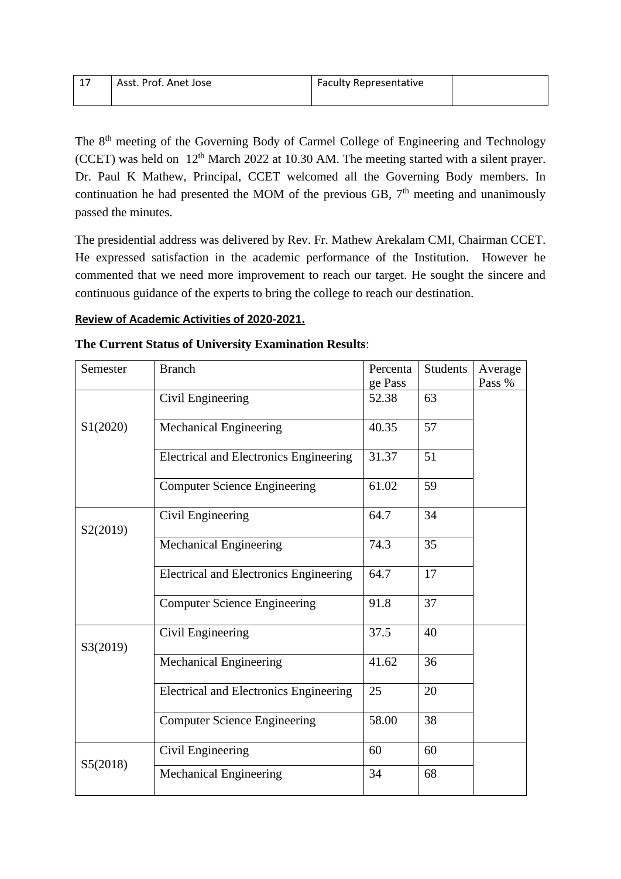| 17 | Asst. Prof. Anet Jose | Faculty Representative | |
|---|---|---|---|

The 8th meeting of the Governing Body of Carmel College of Engineering and Technology (CCET) was held on 12th March 2022 at 10.30 AM. The meeting started with a silent prayer. Dr. Paul K Mathew, Principal, CCET welcomed all the Governing Body members. In continuation he had presented the MOM of the previous GB, 7th meeting and unanimously passed the minutes.

The presidential address was delivered by Rev. Fr. Mathew Arekalam CMI, Chairman CCET. He expressed satisfaction in the academic performance of the Institution. However he commented that we need more improvement to reach our target. He sought the sincere and continuous guidance of the experts to bring the college to reach our destination.

**Review of Academic Activities of 2020-2021.**

**The Current Status of University Examination Results**:

| Semester | Branch | Percentage Pass | Students | Average Pass % |
|---|---|---|---|---|
| S1(2020) | Civil Engineering | 52.38 | 63 | |
| | Mechanical Engineering | 40.35 | 57 | |
| | Electrical and Electronics Engineering | 31.37 | 51 | |
| | Computer Science Engineering | 61.02 | 59 | |
| S2(2019) | Civil Engineering | 64.7 | 34 | |
| | Mechanical Engineering | 74.3 | 35 | |
| | Electrical and Electronics Engineering | 64.7 | 17 | |
| | Computer Science Engineering | 91.8 | 37 | |
| S3(2019) | Civil Engineering | 37.5 | 40 | |
| | Mechanical Engineering | 41.62 | 36 | |
| | Electrical and Electronics Engineering | 25 | 20 | |
| | Computer Science Engineering | 58.00 | 38 | |
| S5(2018) | Civil Engineering | 60 | 60 | |
| | Mechanical Engineering | 34 | 68 | |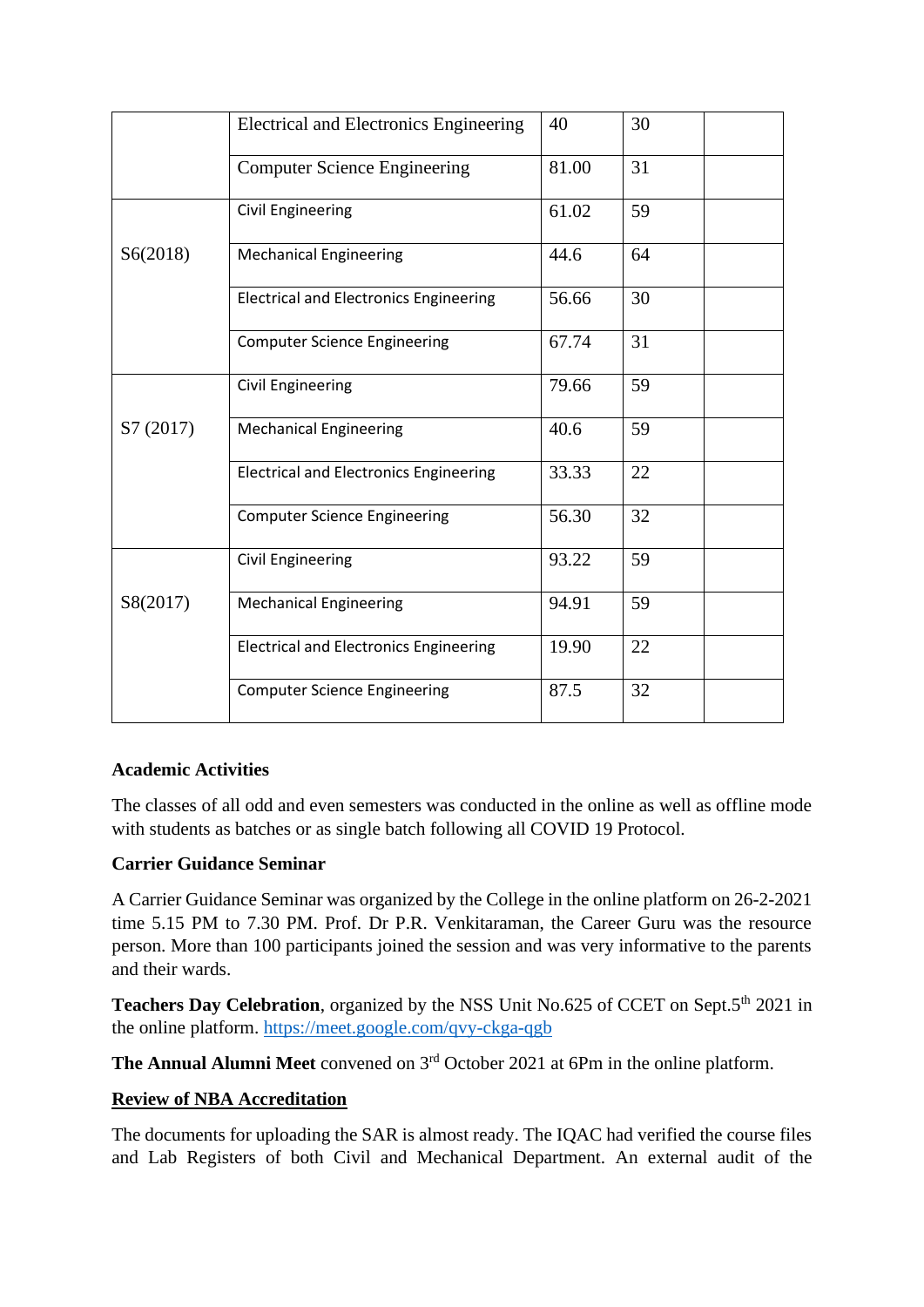| | | | | |
|---|---|---|---|---|
| | Electrical and Electronics Engineering | 40 | 30 | |
| | Computer Science Engineering | 81.00 | 31 | |
| S6(2018) | Civil Engineering | 61.02 | 59 | |
| | Mechanical Engineering | 44.6 | 64 | |
| | Electrical and Electronics Engineering | 56.66 | 30 | |
| | Computer Science Engineering | 67.74 | 31 | |
| S7 (2017) | Civil Engineering | 79.66 | 59 | |
| | Mechanical Engineering | 40.6 | 59 | |
| | Electrical and Electronics Engineering | 33.33 | 22 | |
| | Computer Science Engineering | 56.30 | 32 | |
| S8(2017) | Civil Engineering | 93.22 | 59 | |
| | Mechanical Engineering | 94.91 | 59 | |
| | Electrical and Electronics Engineering | 19.90 | 22 | |
| | Computer Science Engineering | 87.5 | 32 | |

**Academic Activities**

The classes of all odd and even semesters was conducted in the online as well as offline mode with students as batches or as single batch following all COVID 19 Protocol.

**Carrier Guidance Seminar**

A Carrier Guidance Seminar was organized by the College in the online platform on 26-2-2021 time 5.15 PM to 7.30 PM. Prof. Dr P.R. Venkitaraman, the Career Guru was the resource person. More than 100 participants joined the session and was very informative to the parents and their wards.

**Teachers Day Celebration**, organized by the NSS Unit No.625 of CCET on Sept.5th 2021 in the online platform. https://meet.google.com/qvy-ckga-qgb

**The Annual Alumni Meet** convened on 3rd October 2021 at 6Pm in the online platform.

**Review of NBA Accreditation**

The documents for uploading the SAR is almost ready. The IQAC had verified the course files and Lab Registers of both Civil and Mechanical Department. An external audit of the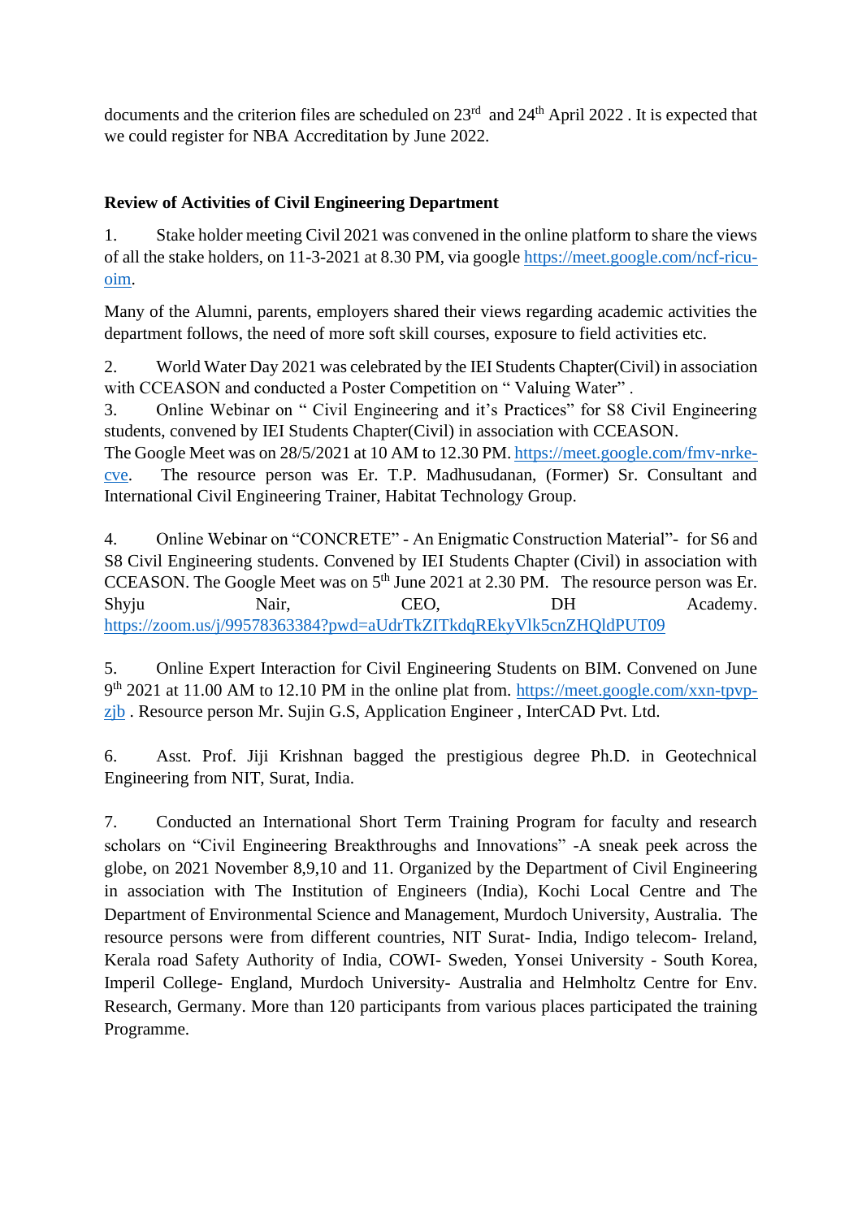documents and the criterion files are scheduled on 23rd and 24th April 2022 . It is expected that we could register for NBA Accreditation by June 2022.

**Review of Activities of Civil Engineering Department**

1. Stake holder meeting Civil 2021 was convened in the online platform to share the views of all the stake holders, on 11-3-2021 at 8.30 PM, via google https://meet.google.com/ncf-ricu-oim.

Many of the Alumni, parents, employers shared their views regarding academic activities the department follows, the need of more soft skill courses, exposure to field activities etc.

2. World Water Day 2021 was celebrated by the IEI Students Chapter(Civil) in association with CCEASON and conducted a Poster Competition on " Valuing Water" .

3. Online Webinar on " Civil Engineering and it's Practices" for S8 Civil Engineering students, convened by IEI Students Chapter(Civil) in association with CCEASON. The Google Meet was on 28/5/2021 at 10 AM to 12.30 PM. https://meet.google.com/fmv-nrke-cve. The resource person was Er. T.P. Madhusudanan, (Former) Sr. Consultant and International Civil Engineering Trainer, Habitat Technology Group.

4. Online Webinar on "CONCRETE" - An Enigmatic Construction Material"- for S6 and S8 Civil Engineering students. Convened by IEI Students Chapter (Civil) in association with CCEASON. The Google Meet was on 5th June 2021 at 2.30 PM. The resource person was Er. Shyju Nair, CEO, DH Academy. https://zoom.us/j/99578363384?pwd=aUdrTkZITkdqREkyVlk5cnZHQldPUT09

5. Online Expert Interaction for Civil Engineering Students on BIM. Convened on June 9th 2021 at 11.00 AM to 12.10 PM in the online plat from. https://meet.google.com/xxn-tpvp-zjb . Resource person Mr. Sujin G.S, Application Engineer , InterCAD Pvt. Ltd.

6. Asst. Prof. Jiji Krishnan bagged the prestigious degree Ph.D. in Geotechnical Engineering from NIT, Surat, India.

7. Conducted an International Short Term Training Program for faculty and research scholars on "Civil Engineering Breakthroughs and Innovations" -A sneak peek across the globe, on 2021 November 8,9,10 and 11. Organized by the Department of Civil Engineering in association with The Institution of Engineers (India), Kochi Local Centre and The Department of Environmental Science and Management, Murdoch University, Australia. The resource persons were from different countries, NIT Surat- India, Indigo telecom- Ireland, Kerala road Safety Authority of India, COWI- Sweden, Yonsei University - South Korea, Imperil College- England, Murdoch University- Australia and Helmholtz Centre for Env. Research, Germany. More than 120 participants from various places participated the training Programme.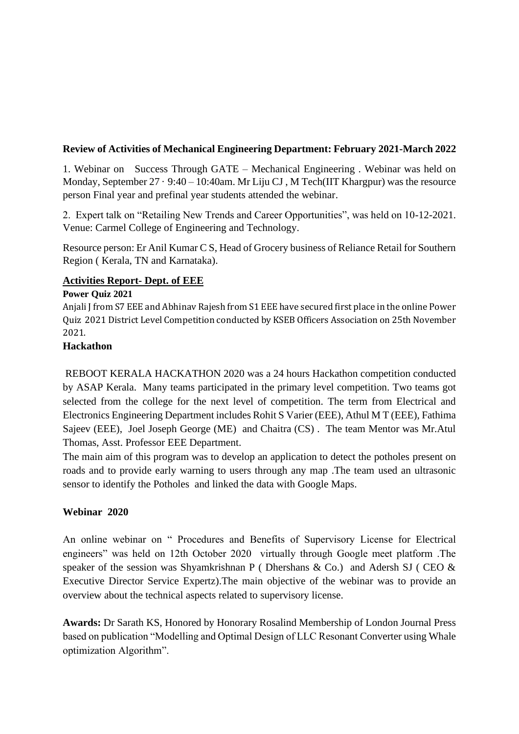**Review of Activities of Mechanical Engineering Department: February 2021-March 2022**

1. Webinar on Success Through GATE – Mechanical Engineering . Webinar was held on Monday, September 27 · 9:40 – 10:40am. Mr Liju CJ , M Tech(IIT Khargpur) was the resource person Final year and prefinal year students attended the webinar.

2. Expert talk on "Retailing New Trends and Career Opportunities", was held on 10-12-2021. Venue: Carmel College of Engineering and Technology.

Resource person: Er Anil Kumar C S, Head of Grocery business of Reliance Retail for Southern Region ( Kerala, TN and Karnataka).

## Activities Report- Dept. of EEE

**Power Quiz 2021**

Anjali J from S7 EEE and Abhinav Rajesh from S1 EEE have secured first place in the online Power Quiz 2021 District Level Competition conducted by KSEB Officers Association on 25th November 2021.

**Hackathon**

REBOOT KERALA HACKATHON 2020 was a 24 hours Hackathon competition conducted by ASAP Kerala. Many teams participated in the primary level competition. Two teams got selected from the college for the next level of competition. The term from Electrical and Electronics Engineering Department includes Rohit S Varier (EEE), Athul M T (EEE), Fathima Sajeev (EEE), Joel Joseph George (ME) and Chaitra (CS) . The team Mentor was Mr.Atul Thomas, Asst. Professor EEE Department.

The main aim of this program was to develop an application to detect the potholes present on roads and to provide early warning to users through any map .The team used an ultrasonic sensor to identify the Potholes and linked the data with Google Maps.

**Webinar 2020**

An online webinar on " Procedures and Benefits of Supervisory License for Electrical engineers" was held on 12th October 2020 virtually through Google meet platform .The speaker of the session was Shyamkrishnan P ( Dhershans & Co.) and Adersh SJ ( CEO & Executive Director Service Expertz).The main objective of the webinar was to provide an overview about the technical aspects related to supervisory license.

**Awards:** Dr Sarath KS, Honored by Honorary Rosalind Membership of London Journal Press based on publication "Modelling and Optimal Design of LLC Resonant Converter using Whale optimization Algorithm".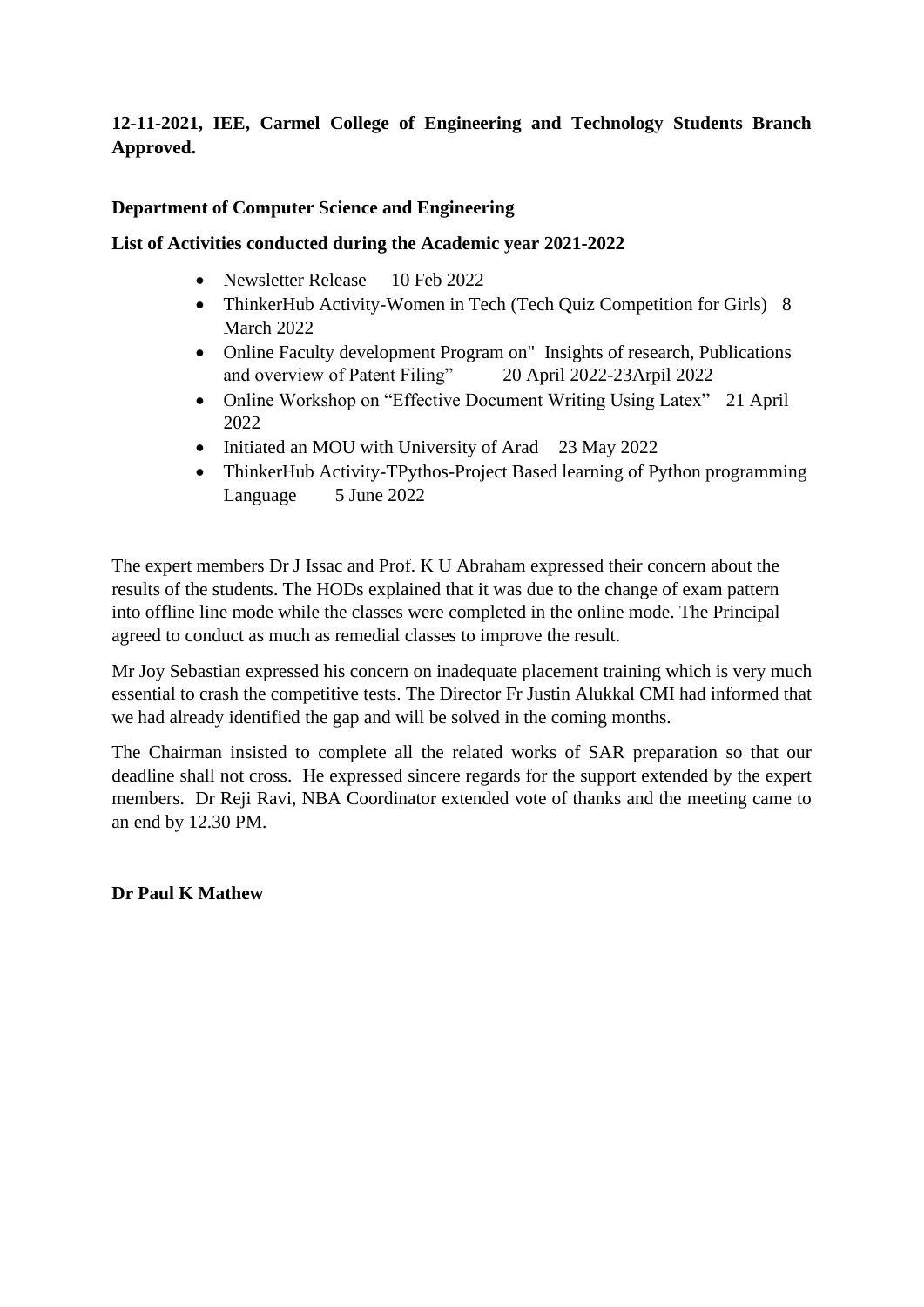**12-11-2021, IEE, Carmel College of Engineering and Technology Students Branch Approved.**

**Department of Computer Science and Engineering**

**List of Activities conducted during the Academic year 2021-2022**

- Newsletter Release 10 Feb 2022
- ThinkerHub Activity-Women in Tech (Tech Quiz Competition for Girls) 8 March 2022
- Online Faculty development Program on" Insights of research, Publications and overview of Patent Filing" 20 April 2022-23Arpil 2022
- Online Workshop on "Effective Document Writing Using Latex" 21 April 2022
- Initiated an MOU with University of Arad 23 May 2022
- ThinkerHub Activity-TPythos-Project Based learning of Python programming Language 5 June 2022

The expert members Dr J Issac and Prof. K U Abraham expressed their concern about the results of the students. The HODs explained that it was due to the change of exam pattern into offline line mode while the classes were completed in the online mode. The Principal agreed to conduct as much as remedial classes to improve the result.

Mr Joy Sebastian expressed his concern on inadequate placement training which is very much essential to crash the competitive tests. The Director Fr Justin Alukkal CMI had informed that we had already identified the gap and will be solved in the coming months.

The Chairman insisted to complete all the related works of SAR preparation so that our deadline shall not cross. He expressed sincere regards for the support extended by the expert members. Dr Reji Ravi, NBA Coordinator extended vote of thanks and the meeting came to an end by 12.30 PM.

**Dr Paul K Mathew**